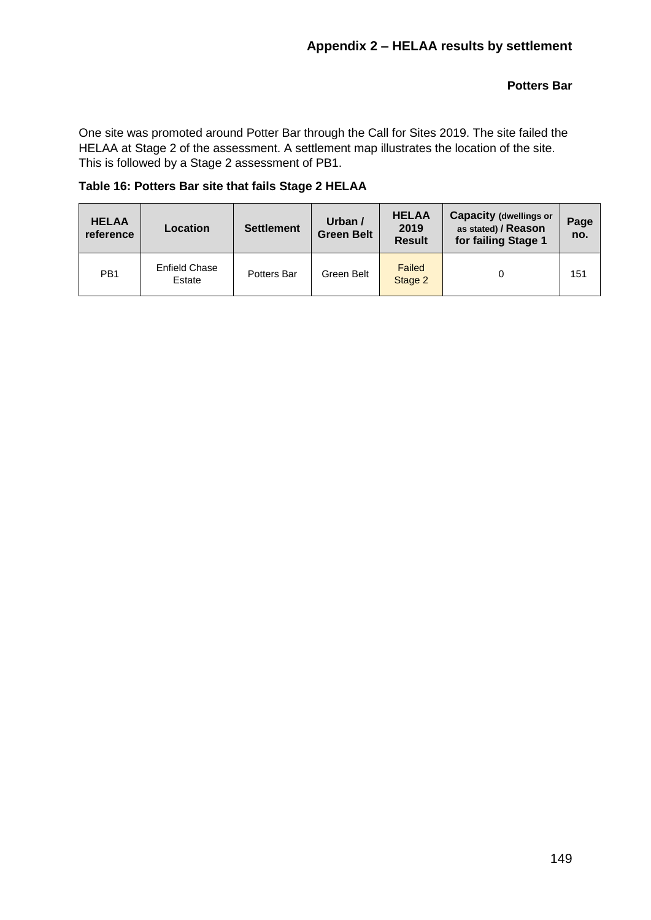# Appendix 2 – HELAA results by settlement

## Potters Bar

One site was promoted around Potter Bar through the Call for Sites 2019. The site failed the HELAA at Stage 2 of the assessment. A settlement map illustrates the location of the site. This is followed by a Stage 2 assessment of PB1.

**Table 16: Potters Bar site that fails Stage 2 HELAA**

| HELAA reference | Location | Settlement | Urban / Green Belt | HELAA 2019 Result | Capacity (dwellings or as stated) / Reason for failing Stage 1 | Page no. |
|---|---|---|---|---|---|---|
| PB1 | Enfield Chase Estate | Potters Bar | Green Belt | Failed Stage 2 | 0 | 151 |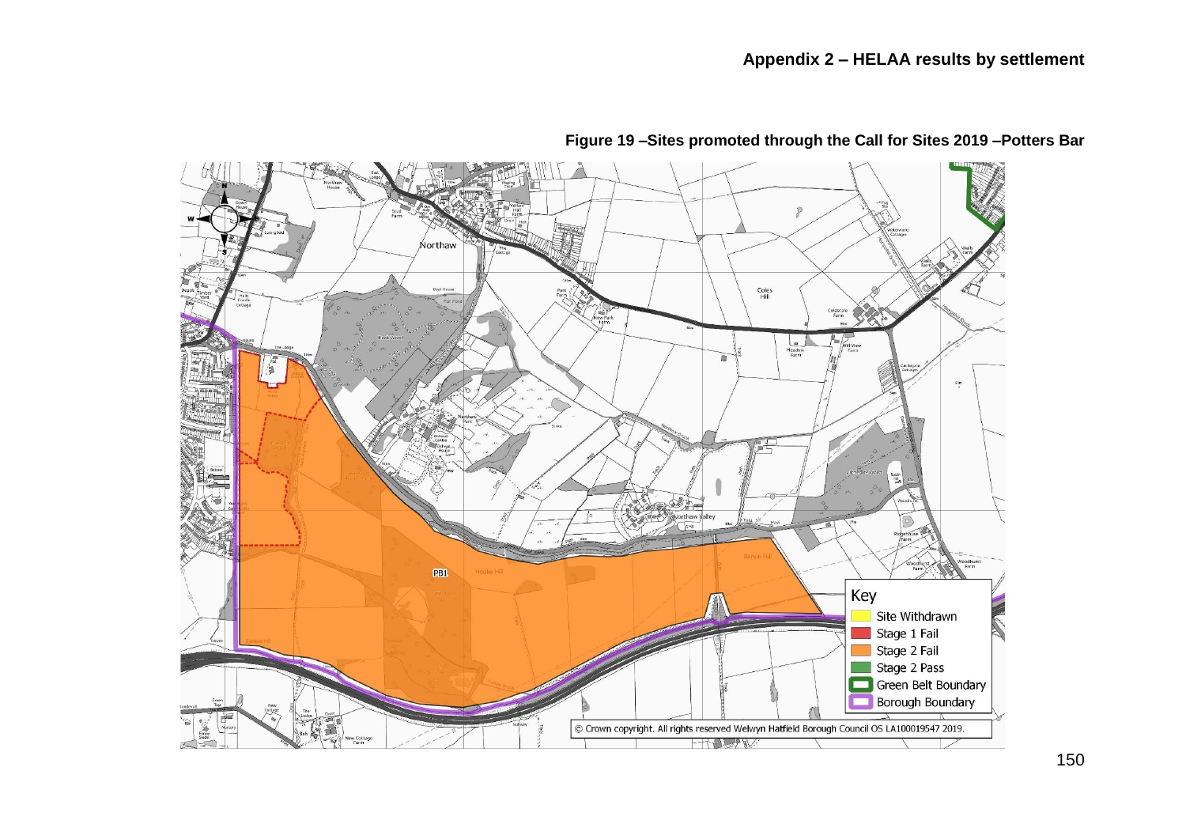# Appendix 2 – HELAA results by settlement

**Figure 19 –Sites promoted through the Call for Sites 2019 –Potters Bar**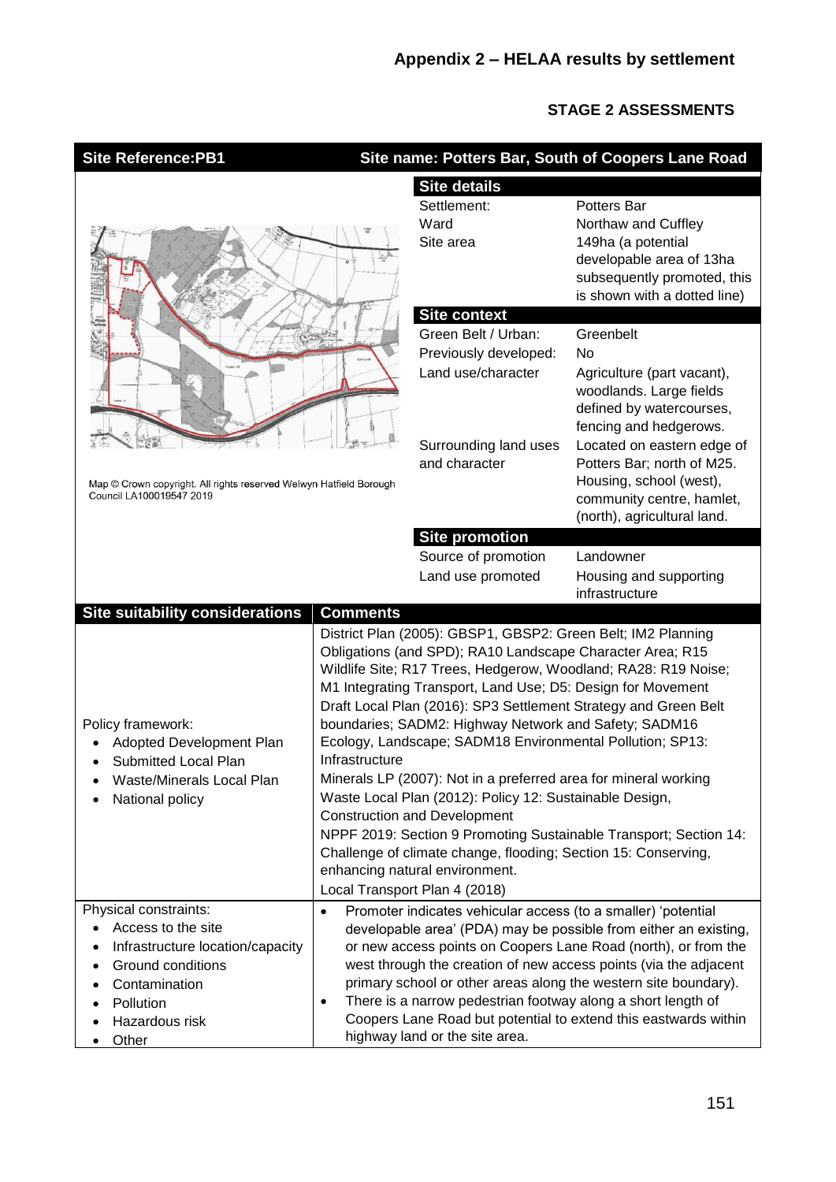## Appendix 2 – HELAA results by settlement

### STAGE 2 ASSESSMENTS

| Site Reference:PB1 | Site name: Potters Bar, South of Coopers Lane Road |
|---|---|
| Map © Crown copyright. All rights reserved Welwyn Hatfield Borough Council LA100019547 2019 | **Site details**<br>Settlement: Potters Bar<br>Ward: Northaw and Cuffley<br>Site area: 149ha (a potential developable area of 13ha subsequently promoted, this is shown with a dotted line)<br>**Site context**<br>Green Belt / Urban: Greenbelt<br>Previously developed: No<br>Land use/character: Agriculture (part vacant), woodlands. Large fields defined by watercourses, fencing and hedgerows.<br>Surrounding land uses and character: Located on eastern edge of Potters Bar; north of M25. Housing, school (west), community centre, hamlet, (north), agricultural land.<br>**Site promotion**<br>Source of promotion: Landowner<br>Land use promoted: Housing and supporting infrastructure |

| Site suitability considerations | Comments |
|---|---|
| Policy framework:<br>• Adopted Development Plan<br>• Submitted Local Plan<br>• Waste/Minerals Local Plan<br>• National policy | District Plan (2005): GBSP1, GBSP2: Green Belt; IM2 Planning Obligations (and SPD); RA10 Landscape Character Area; R15 Wildlife Site; R17 Trees, Hedgerow, Woodland; RA28: R19 Noise; M1 Integrating Transport, Land Use; D5: Design for Movement<br>Draft Local Plan (2016): SP3 Settlement Strategy and Green Belt boundaries; SADM2: Highway Network and Safety; SADM16 Ecology, Landscape; SADM18 Environmental Pollution; SP13: Infrastructure<br>Minerals LP (2007): Not in a preferred area for mineral working<br>Waste Local Plan (2012): Policy 12: Sustainable Design, Construction and Development<br>NPPF 2019: Section 9 Promoting Sustainable Transport; Section 14: Challenge of climate change, flooding; Section 15: Conserving, enhancing natural environment.<br>Local Transport Plan 4 (2018) |
| Physical constraints:<br>• Access to the site<br>• Infrastructure location/capacity<br>• Ground conditions<br>• Contamination<br>• Pollution<br>• Hazardous risk<br>• Other | • Promoter indicates vehicular access (to a smaller) 'potential developable area' (PDA) may be possible from either an existing, or new access points on Coopers Lane Road (north), or from the west through the creation of new access points (via the adjacent primary school or other areas along the western site boundary).<br>• There is a narrow pedestrian footway along a short length of Coopers Lane Road but potential to extend this eastwards within highway land or the site area. |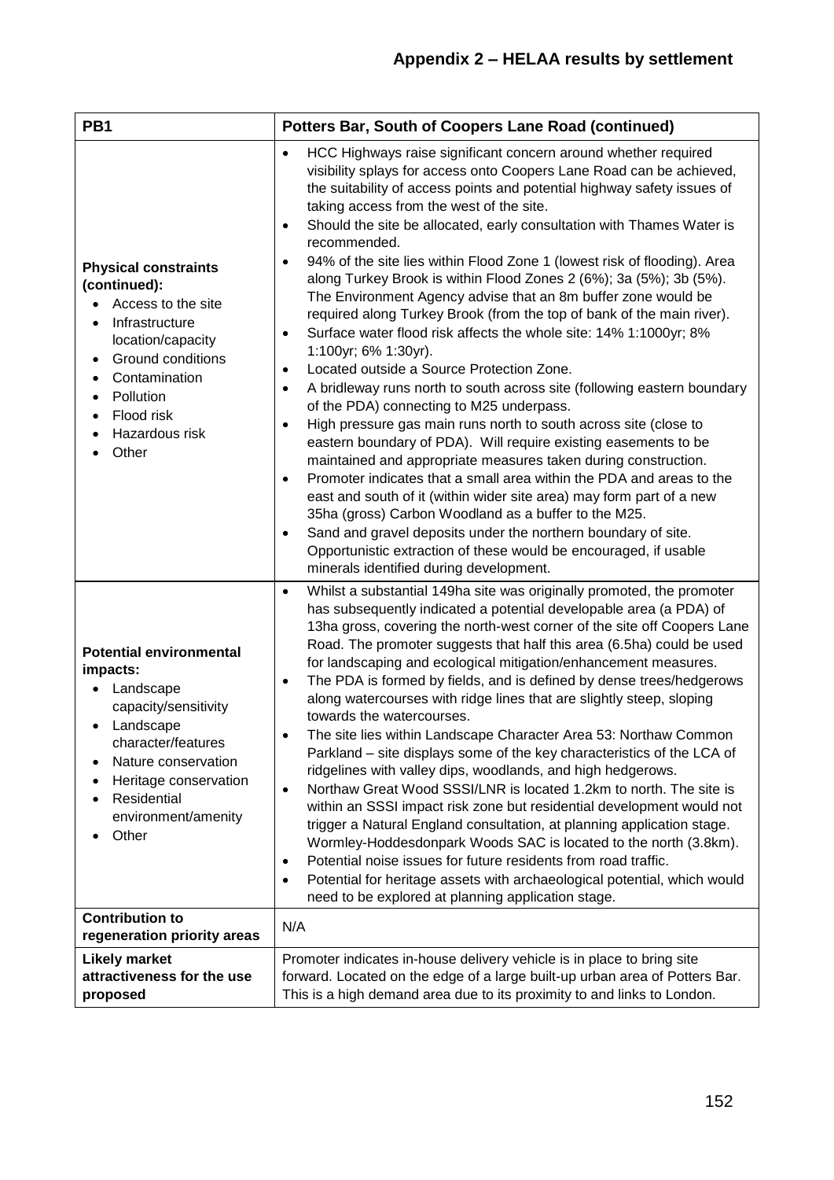## Appendix 2 – HELAA results by settlement

| PB1 | Potters Bar, South of Coopers Lane Road (continued) |
|---|---|
| **Physical constraints (continued):**<br>• Access to the site<br>• Infrastructure location/capacity<br>• Ground conditions<br>• Contamination<br>• Pollution<br>• Flood risk<br>• Hazardous risk<br>• Other | • HCC Highways raise significant concern around whether required visibility splays for access onto Coopers Lane Road can be achieved, the suitability of access points and potential highway safety issues of taking access from the west of the site.<br>• Should the site be allocated, early consultation with Thames Water is recommended.<br>• 94% of the site lies within Flood Zone 1 (lowest risk of flooding). Area along Turkey Brook is within Flood Zones 2 (6%); 3a (5%); 3b (5%). The Environment Agency advise that an 8m buffer zone would be required along Turkey Brook (from the top of bank of the main river).<br>• Surface water flood risk affects the whole site: 14% 1:1000yr; 8% 1:100yr; 6% 1:30yr).<br>• Located outside a Source Protection Zone.<br>• A bridleway runs north to south across site (following eastern boundary of the PDA) connecting to M25 underpass.<br>• High pressure gas main runs north to south across site (close to eastern boundary of PDA). Will require existing easements to be maintained and appropriate measures taken during construction.<br>• Promoter indicates that a small area within the PDA and areas to the east and south of it (within wider site area) may form part of a new 35ha (gross) Carbon Woodland as a buffer to the M25.<br>• Sand and gravel deposits under the northern boundary of site. Opportunistic extraction of these would be encouraged, if usable minerals identified during development. |
| **Potential environmental impacts:**<br>• Landscape capacity/sensitivity<br>• Landscape character/features<br>• Nature conservation<br>• Heritage conservation<br>• Residential environment/amenity<br>• Other | • Whilst a substantial 149ha site was originally promoted, the promoter has subsequently indicated a potential developable area (a PDA) of 13ha gross, covering the north-west corner of the site off Coopers Lane Road. The promoter suggests that half this area (6.5ha) could be used for landscaping and ecological mitigation/enhancement measures.<br>• The PDA is formed by fields, and is defined by dense trees/hedgerows along watercourses with ridge lines that are slightly steep, sloping towards the watercourses.<br>• The site lies within Landscape Character Area 53: Northaw Common Parkland – site displays some of the key characteristics of the LCA of ridgelines with valley dips, woodlands, and high hedgerows.<br>• Northaw Great Wood SSSI/LNR is located 1.2km to north. The site is within an SSSI impact risk zone but residential development would not trigger a Natural England consultation, at planning application stage. Wormley-Hoddesdonpark Woods SAC is located to the north (3.8km).<br>• Potential noise issues for future residents from road traffic.<br>• Potential for heritage assets with archaeological potential, which would need to be explored at planning application stage. |
| **Contribution to regeneration priority areas** | N/A |
| **Likely market attractiveness for the use proposed** | Promoter indicates in-house delivery vehicle is in place to bring site forward. Located on the edge of a large built-up urban area of Potters Bar. This is a high demand area due to its proximity to and links to London. |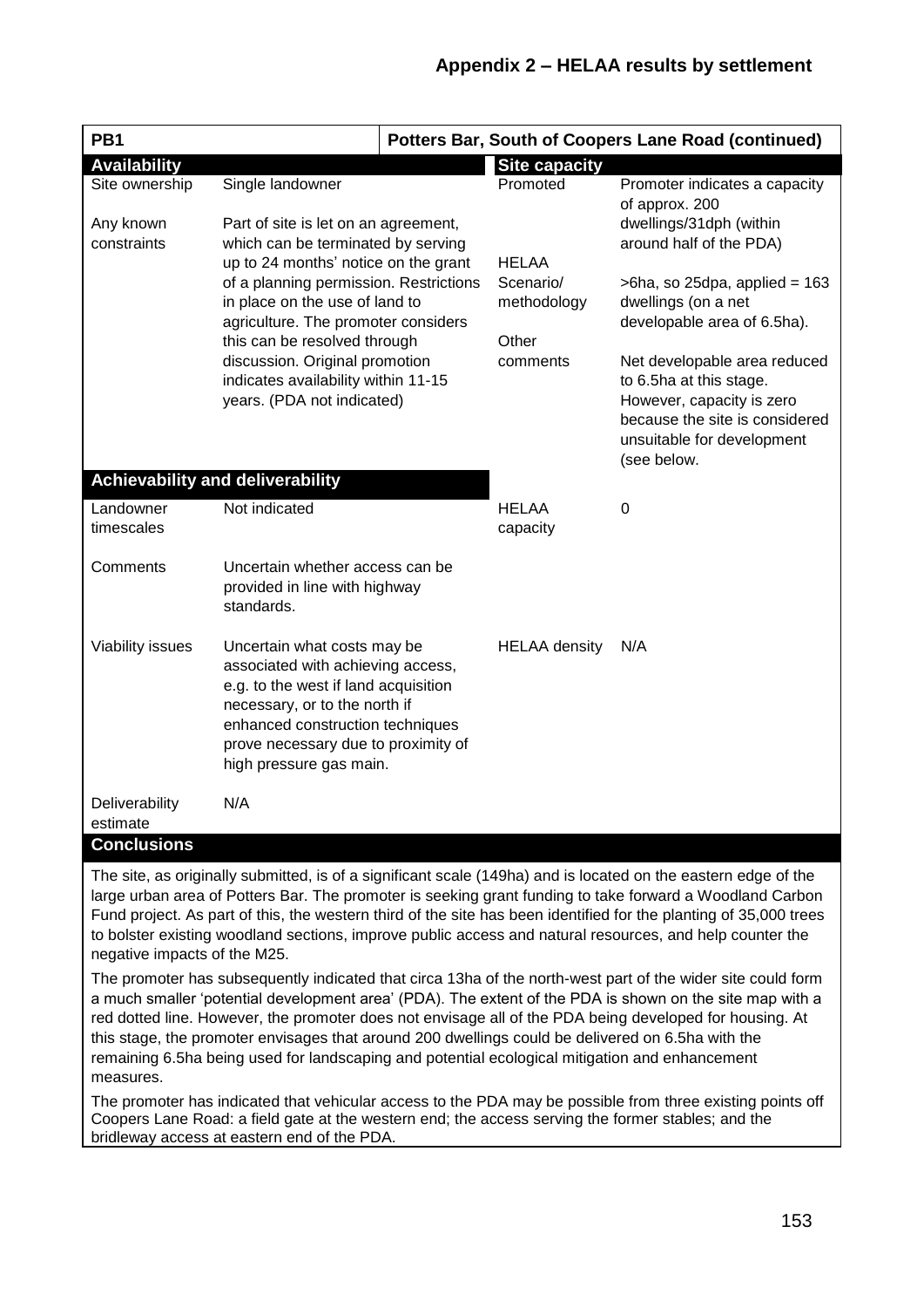## Appendix 2 – HELAA results by settlement

| PB1 | | Potters Bar, South of Coopers Lane Road (continued) | |
|---|---|---|---|
| **Availability** | | **Site capacity** | |
| Site ownership | Single landowner | Promoted | Promoter indicates a capacity of approx. 200 dwellings/31dph (within around half of the PDA) |
| Any known constraints | Part of site is let on an agreement, which can be terminated by serving up to 24 months' notice on the grant of a planning permission. Restrictions in place on the use of land to agriculture. The promoter considers this can be resolved through discussion. Original promotion indicates availability within 11-15 years. (PDA not indicated) | HELAA Scenario/ methodology | >6ha, so 25dpa, applied = 163 dwellings (on a net developable area of 6.5ha). |
| | | Other comments | Net developable area reduced to 6.5ha at this stage. However, capacity is zero because the site is considered unsuitable for development (see below. |
| **Achievability and deliverability** | | | |
| Landowner timescales | Not indicated | HELAA capacity | 0 |
| Comments | Uncertain whether access can be provided in line with highway standards. | | |
| Viability issues | Uncertain what costs may be associated with achieving access, e.g. to the west if land acquisition necessary, or to the north if enhanced construction techniques prove necessary due to proximity of high pressure gas main. | HELAA density | N/A |
| Deliverability estimate | N/A | | |

**Conclusions**

The site, as originally submitted, is of a significant scale (149ha) and is located on the eastern edge of the large urban area of Potters Bar. The promoter is seeking grant funding to take forward a Woodland Carbon Fund project. As part of this, the western third of the site has been identified for the planting of 35,000 trees to bolster existing woodland sections, improve public access and natural resources, and help counter the negative impacts of the M25.

The promoter has subsequently indicated that circa 13ha of the north-west part of the wider site could form a much smaller 'potential development area' (PDA). The extent of the PDA is shown on the site map with a red dotted line. However, the promoter does not envisage all of the PDA being developed for housing. At this stage, the promoter envisages that around 200 dwellings could be delivered on 6.5ha with the remaining 6.5ha being used for landscaping and potential ecological mitigation and enhancement measures.

The promoter has indicated that vehicular access to the PDA may be possible from three existing points off Coopers Lane Road: a field gate at the western end; the access serving the former stables; and the bridleway access at eastern end of the PDA.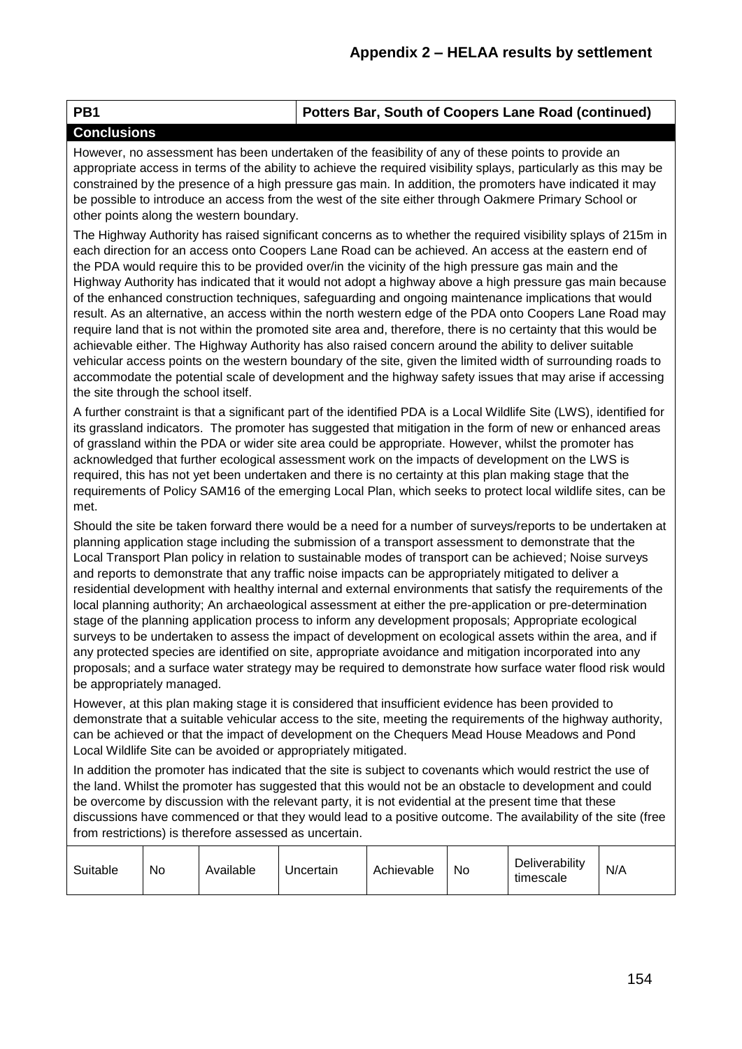| PB1 | Potters Bar, South of Coopers Lane Road (continued) |
|---|---|

**Conclusions**

However, no assessment has been undertaken of the feasibility of any of these points to provide an appropriate access in terms of the ability to achieve the required visibility splays, particularly as this may be constrained by the presence of a high pressure gas main. In addition, the promoters have indicated it may be possible to introduce an access from the west of the site either through Oakmere Primary School or other points along the western boundary.

The Highway Authority has raised significant concerns as to whether the required visibility splays of 215m in each direction for an access onto Coopers Lane Road can be achieved. An access at the eastern end of the PDA would require this to be provided over/in the vicinity of the high pressure gas main and the Highway Authority has indicated that it would not adopt a highway above a high pressure gas main because of the enhanced construction techniques, safeguarding and ongoing maintenance implications that would result. As an alternative, an access within the north western edge of the PDA onto Coopers Lane Road may require land that is not within the promoted site area and, therefore, there is no certainty that this would be achievable either. The Highway Authority has also raised concern around the ability to deliver suitable vehicular access points on the western boundary of the site, given the limited width of surrounding roads to accommodate the potential scale of development and the highway safety issues that may arise if accessing the site through the school itself.

A further constraint is that a significant part of the identified PDA is a Local Wildlife Site (LWS), identified for its grassland indicators. The promoter has suggested that mitigation in the form of new or enhanced areas of grassland within the PDA or wider site area could be appropriate. However, whilst the promoter has acknowledged that further ecological assessment work on the impacts of development on the LWS is required, this has not yet been undertaken and there is no certainty at this plan making stage that the requirements of Policy SAM16 of the emerging Local Plan, which seeks to protect local wildlife sites, can be met.

Should the site be taken forward there would be a need for a number of surveys/reports to be undertaken at planning application stage including the submission of a transport assessment to demonstrate that the Local Transport Plan policy in relation to sustainable modes of transport can be achieved; Noise surveys and reports to demonstrate that any traffic noise impacts can be appropriately mitigated to deliver a residential development with healthy internal and external environments that satisfy the requirements of the local planning authority; An archaeological assessment at either the pre-application or pre-determination stage of the planning application process to inform any development proposals; Appropriate ecological surveys to be undertaken to assess the impact of development on ecological assets within the area, and if any protected species are identified on site, appropriate avoidance and mitigation incorporated into any proposals; and a surface water strategy may be required to demonstrate how surface water flood risk would be appropriately managed.

However, at this plan making stage it is considered that insufficient evidence has been provided to demonstrate that a suitable vehicular access to the site, meeting the requirements of the highway authority, can be achieved or that the impact of development on the Chequers Mead House Meadows and Pond Local Wildlife Site can be avoided or appropriately mitigated.

In addition the promoter has indicated that the site is subject to covenants which would restrict the use of the land. Whilst the promoter has suggested that this would not be an obstacle to development and could be overcome by discussion with the relevant party, it is not evidential at the present time that these discussions have commenced or that they would lead to a positive outcome. The availability of the site (free from restrictions) is therefore assessed as uncertain.

| | | | | | | | |
|---|---|---|---|---|---|---|---|
| Suitable | No | Available | Uncertain | Achievable | No | Deliverability timescale | N/A |